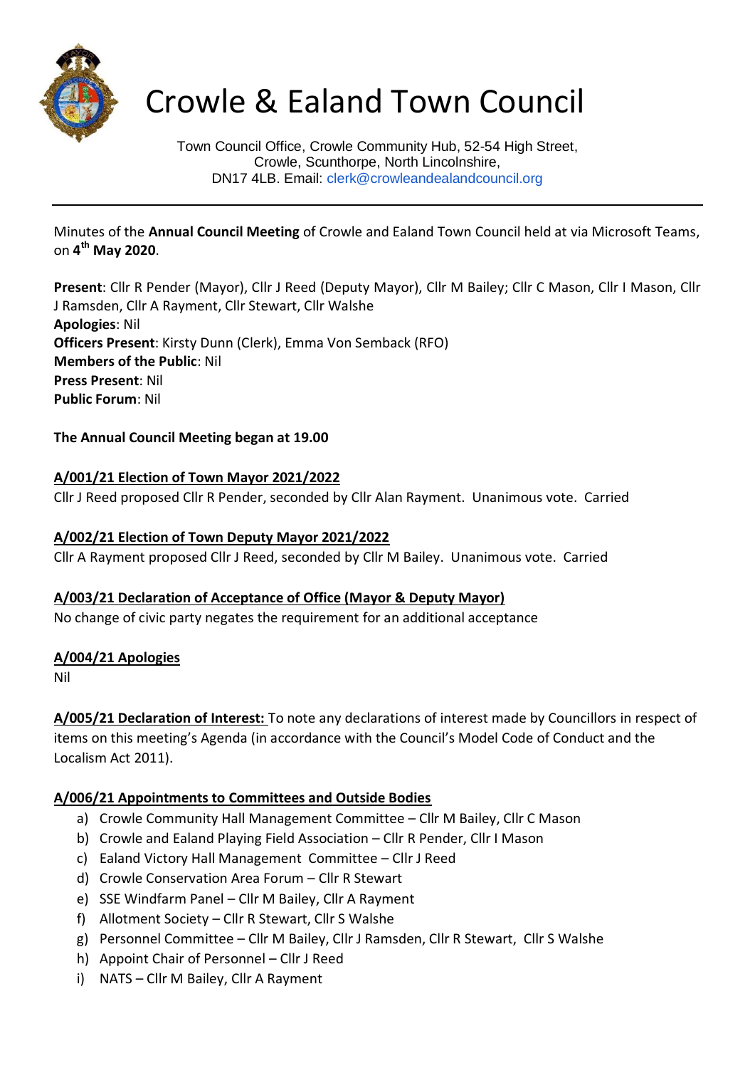# Crowle & Ealand Town Council

Town Council Office, Crowle Community Hub, 52-54 High Street,
Crowle, Scunthorpe, North Lincolnshire,
DN17 4LB. Email: clerk@crowleandealandcouncil.org

---

Minutes of the **Annual Council Meeting** of Crowle and Ealand Town Council held at via Microsoft Teams, on **4th May 2020**.

**Present**: Cllr R Pender (Mayor), Cllr J Reed (Deputy Mayor), Cllr M Bailey; Cllr C Mason, Cllr I Mason, Cllr J Ramsden, Cllr A Rayment, Cllr Stewart, Cllr Walshe
**Apologies**: Nil
**Officers Present**: Kirsty Dunn (Clerk), Emma Von Semback (RFO)
**Members of the Public**: Nil
**Press Present**: Nil
**Public Forum**: Nil

**The Annual Council Meeting began at 19.00**

**A/001/21 Election of Town Mayor 2021/2022**
Cllr J Reed proposed Cllr R Pender, seconded by Cllr Alan Rayment. Unanimous vote. Carried

**A/002/21 Election of Town Deputy Mayor 2021/2022**
Cllr A Rayment proposed Cllr J Reed, seconded by Cllr M Bailey. Unanimous vote. Carried

**A/003/21 Declaration of Acceptance of Office (Mayor & Deputy Mayor)**
No change of civic party negates the requirement for an additional acceptance

**A/004/21 Apologies**
Nil

**A/005/21 Declaration of Interest:** To note any declarations of interest made by Councillors in respect of items on this meeting's Agenda (in accordance with the Council's Model Code of Conduct and the Localism Act 2011).

**A/006/21 Appointments to Committees and Outside Bodies**

a) Crowle Community Hall Management Committee – Cllr M Bailey, Cllr C Mason
b) Crowle and Ealand Playing Field Association – Cllr R Pender, Cllr I Mason
c) Ealand Victory Hall Management Committee – Cllr J Reed
d) Crowle Conservation Area Forum – Cllr R Stewart
e) SSE Windfarm Panel – Cllr M Bailey, Cllr A Rayment
f) Allotment Society – Cllr R Stewart, Cllr S Walshe
g) Personnel Committee – Cllr M Bailey, Cllr J Ramsden, Cllr R Stewart, Cllr S Walshe
h) Appoint Chair of Personnel – Cllr J Reed
i) NATS – Cllr M Bailey, Cllr A Rayment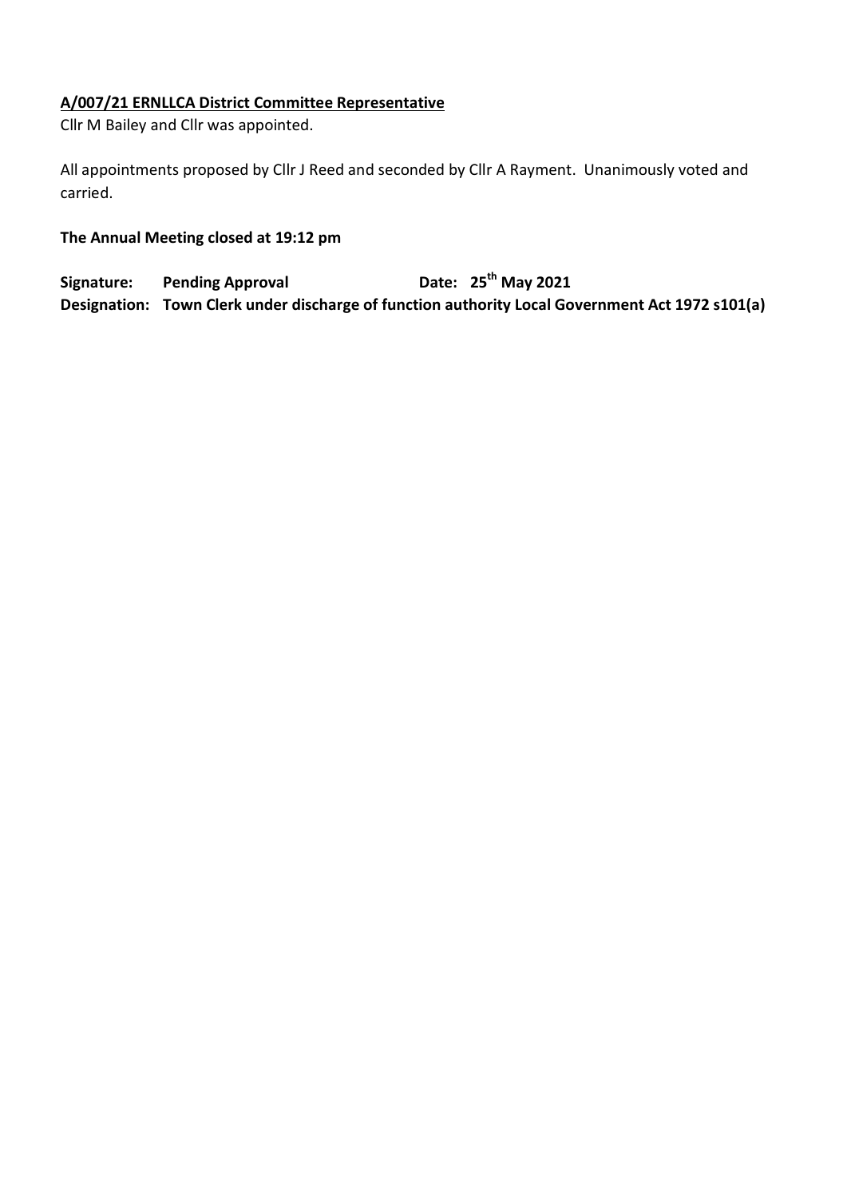**<u>A/007/21 ERNLLCA District Committee Representative</u>**

Cllr M Bailey and Cllr was appointed.

All appointments proposed by Cllr J Reed and seconded by Cllr A Rayment. Unanimously voted and carried.

**The Annual Meeting closed at 19:12 pm**

**Signature: Pending Approval Date: 25th May 2021**

**Designation: Town Clerk under discharge of function authority Local Government Act 1972 s101(a)**